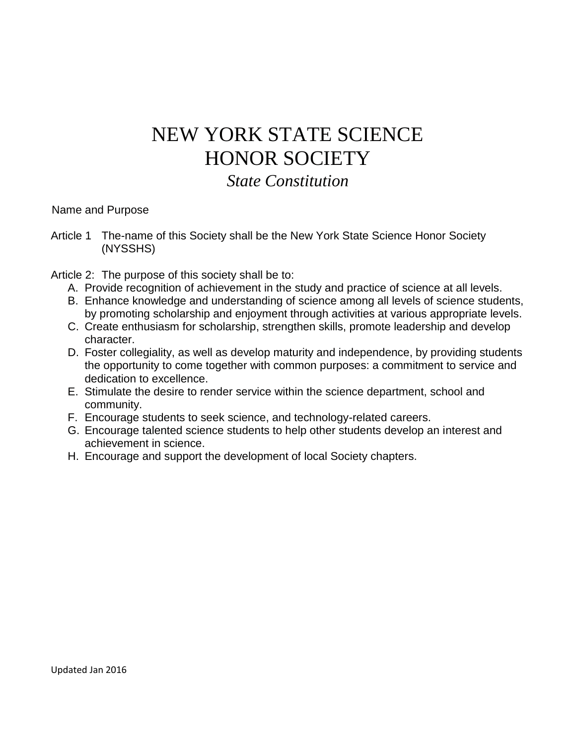# NEW YORK STATE SCIENCE HONOR SOCIETY

## *State Constitution*

Name and Purpose

Article 1 The-name of this Society shall be the New York State Science Honor Society (NYSSHS)

Article 2: The purpose of this society shall be to:

A. Provide recognition of achievement in the study and practice of science at all levels.
B. Enhance knowledge and understanding of science among all levels of science students, by promoting scholarship and enjoyment through activities at various appropriate levels.
C. Create enthusiasm for scholarship, strengthen skills, promote leadership and develop character.
D. Foster collegiality, as well as develop maturity and independence, by providing students the opportunity to come together with common purposes: a commitment to service and dedication to excellence.
E. Stimulate the desire to render service within the science department, school and community.
F. Encourage students to seek science, and technology-related careers.
G. Encourage talented science students to help other students develop an interest and achievement in science.
H. Encourage and support the development of local Society chapters.

Updated Jan 2016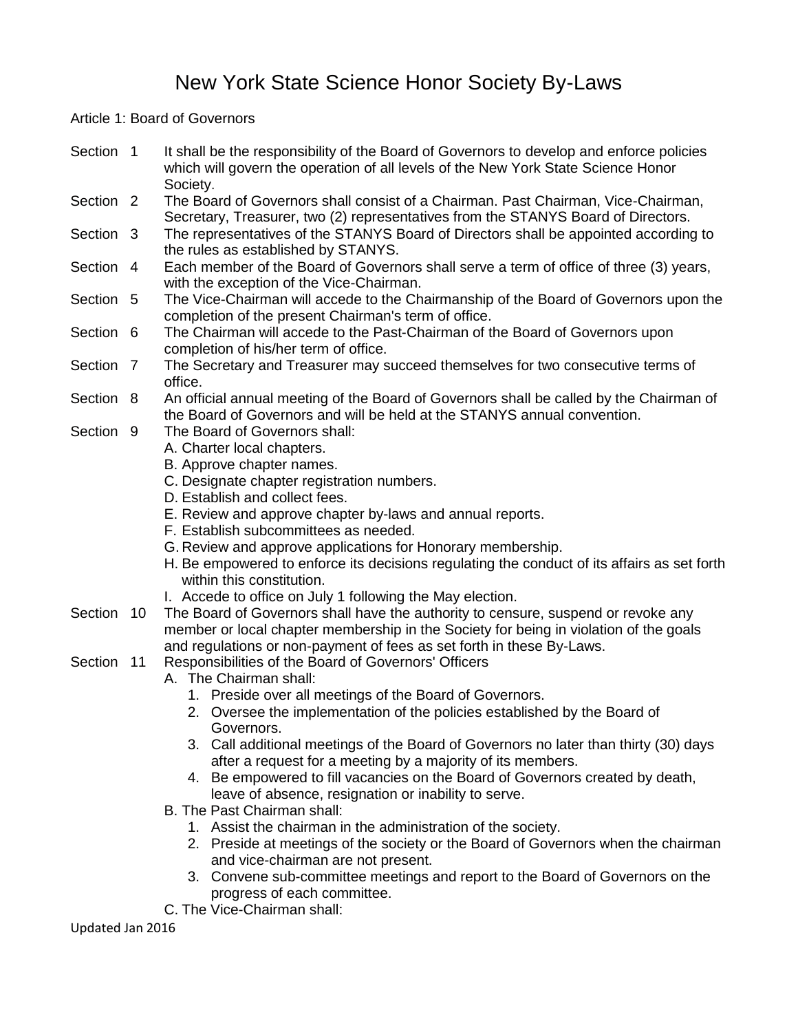# New York State Science Honor Society By-Laws

Article 1: Board of Governors

Section 1 It shall be the responsibility of the Board of Governors to develop and enforce policies which will govern the operation of all levels of the New York State Science Honor Society.

Section 2 The Board of Governors shall consist of a Chairman. Past Chairman, Vice-Chairman, Secretary, Treasurer, two (2) representatives from the STANYS Board of Directors.

Section 3 The representatives of the STANYS Board of Directors shall be appointed according to the rules as established by STANYS.

Section 4 Each member of the Board of Governors shall serve a term of office of three (3) years, with the exception of the Vice-Chairman.

Section 5 The Vice-Chairman will accede to the Chairmanship of the Board of Governors upon the completion of the present Chairman's term of office.

Section 6 The Chairman will accede to the Past-Chairman of the Board of Governors upon completion of his/her term of office.

Section 7 The Secretary and Treasurer may succeed themselves for two consecutive terms of office.

Section 8 An official annual meeting of the Board of Governors shall be called by the Chairman of the Board of Governors and will be held at the STANYS annual convention.

Section 9 The Board of Governors shall:

A. Charter local chapters.
B. Approve chapter names.
C. Designate chapter registration numbers.
D. Establish and collect fees.
E. Review and approve chapter by-laws and annual reports.
F. Establish subcommittees as needed.
G. Review and approve applications for Honorary membership.
H. Be empowered to enforce its decisions regulating the conduct of its affairs as set forth within this constitution.
I. Accede to office on July 1 following the May election.

Section 10 The Board of Governors shall have the authority to censure, suspend or revoke any member or local chapter membership in the Society for being in violation of the goals and regulations or non-payment of fees as set forth in these By-Laws.

Section 11 Responsibilities of the Board of Governors' Officers

A. The Chairman shall:
   1. Preside over all meetings of the Board of Governors.
   2. Oversee the implementation of the policies established by the Board of Governors.
   3. Call additional meetings of the Board of Governors no later than thirty (30) days after a request for a meeting by a majority of its members.
   4. Be empowered to fill vacancies on the Board of Governors created by death, leave of absence, resignation or inability to serve.

B. The Past Chairman shall:
   1. Assist the chairman in the administration of the society.
   2. Preside at meetings of the society or the Board of Governors when the chairman and vice-chairman are not present.
   3. Convene sub-committee meetings and report to the Board of Governors on the progress of each committee.

C. The Vice-Chairman shall:

Updated Jan 2016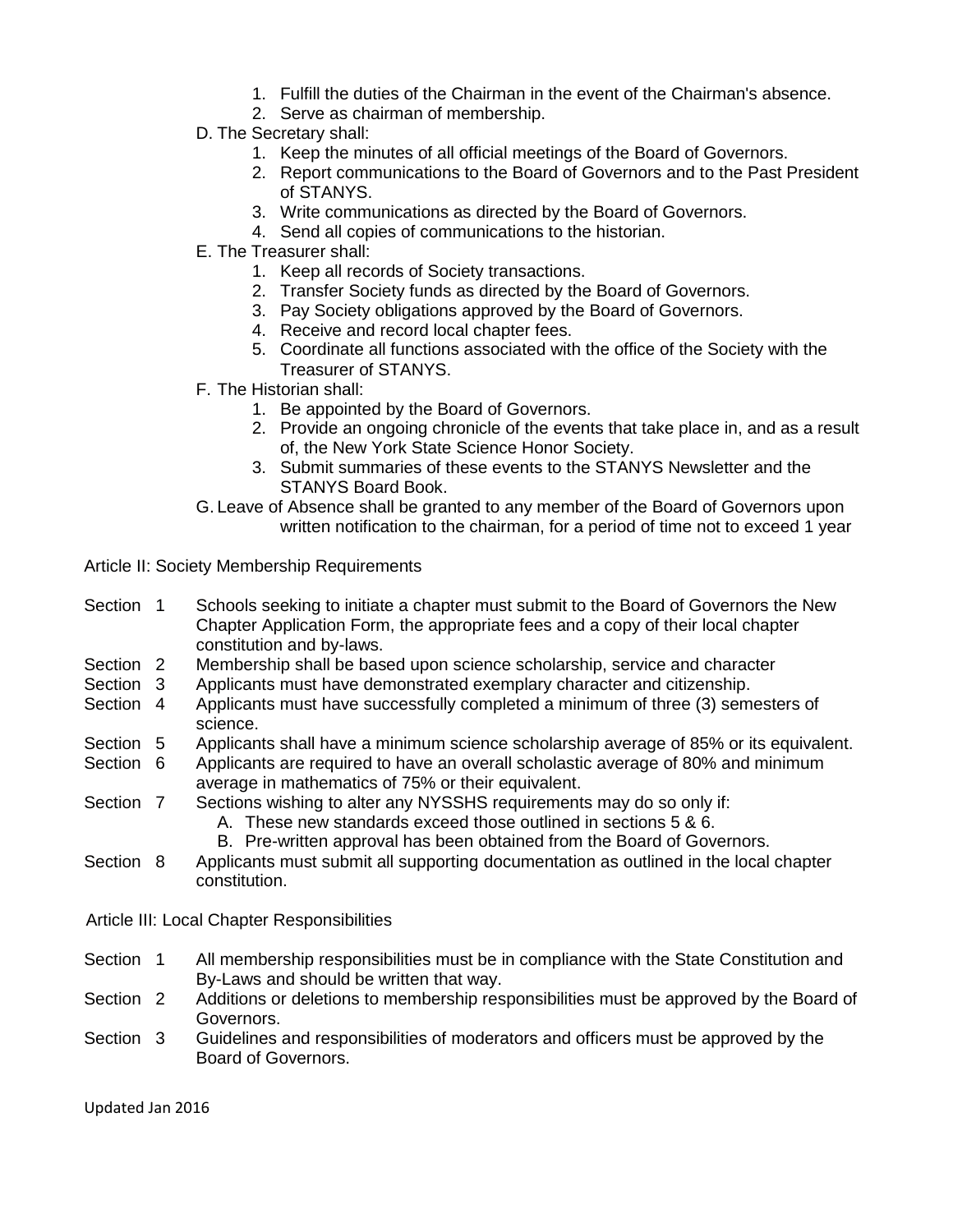1. Fulfill the duties of the Chairman in the event of the Chairman's absence.
2. Serve as chairman of membership.

D. The Secretary shall:

1. Keep the minutes of all official meetings of the Board of Governors.
2. Report communications to the Board of Governors and to the Past President of STANYS.
3. Write communications as directed by the Board of Governors.
4. Send all copies of communications to the historian.

E. The Treasurer shall:

1. Keep all records of Society transactions.
2. Transfer Society funds as directed by the Board of Governors.
3. Pay Society obligations approved by the Board of Governors.
4. Receive and record local chapter fees.
5. Coordinate all functions associated with the office of the Society with the Treasurer of STANYS.

F. The Historian shall:

1. Be appointed by the Board of Governors.
2. Provide an ongoing chronicle of the events that take place in, and as a result of, the New York State Science Honor Society.
3. Submit summaries of these events to the STANYS Newsletter and the STANYS Board Book.

G. Leave of Absence shall be granted to any member of the Board of Governors upon written notification to the chairman, for a period of time not to exceed 1 year

## Article II: Society Membership Requirements

Section 1 Schools seeking to initiate a chapter must submit to the Board of Governors the New Chapter Application Form, the appropriate fees and a copy of their local chapter constitution and by-laws.

Section 2 Membership shall be based upon science scholarship, service and character

Section 3 Applicants must have demonstrated exemplary character and citizenship.

Section 4 Applicants must have successfully completed a minimum of three (3) semesters of science.

Section 5 Applicants shall have a minimum science scholarship average of 85% or its equivalent.

Section 6 Applicants are required to have an overall scholastic average of 80% and minimum average in mathematics of 75% or their equivalent.

Section 7 Sections wishing to alter any NYSSHS requirements may do so only if:

A. These new standards exceed those outlined in sections 5 & 6.
B. Pre-written approval has been obtained from the Board of Governors.

Section 8 Applicants must submit all supporting documentation as outlined in the local chapter constitution.

## Article III: Local Chapter Responsibilities

Section 1 All membership responsibilities must be in compliance with the State Constitution and By-Laws and should be written that way.

Section 2 Additions or deletions to membership responsibilities must be approved by the Board of Governors.

Section 3 Guidelines and responsibilities of moderators and officers must be approved by the Board of Governors.

Updated Jan 2016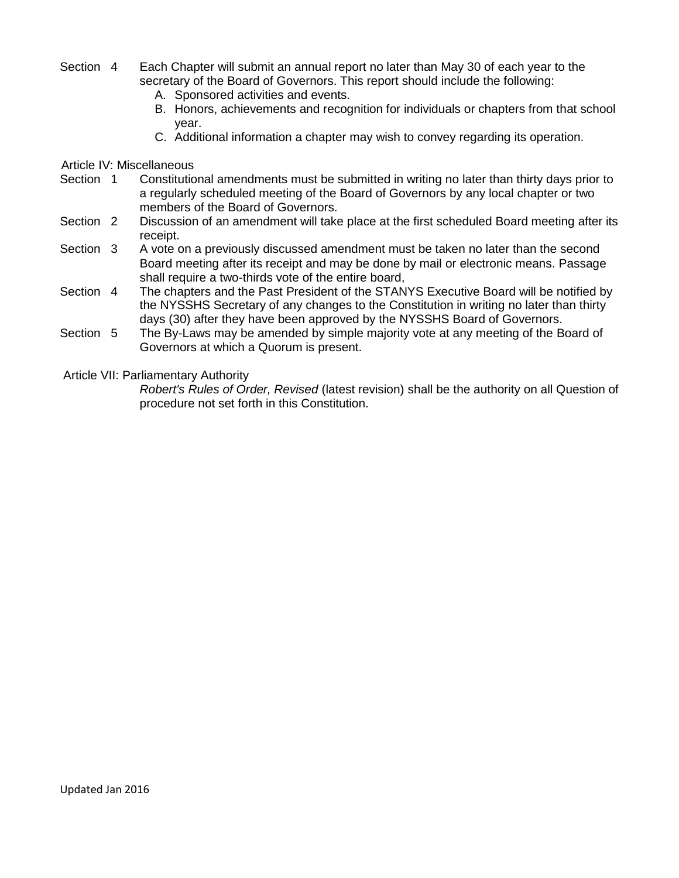Section 4 Each Chapter will submit an annual report no later than May 30 of each year to the secretary of the Board of Governors. This report should include the following:

A. Sponsored activities and events.
B. Honors, achievements and recognition for individuals or chapters from that school year.
C. Additional information a chapter may wish to convey regarding its operation.

Article IV: Miscellaneous

Section 1 Constitutional amendments must be submitted in writing no later than thirty days prior to a regularly scheduled meeting of the Board of Governors by any local chapter or two members of the Board of Governors.

Section 2 Discussion of an amendment will take place at the first scheduled Board meeting after its receipt.

Section 3 A vote on a previously discussed amendment must be taken no later than the second Board meeting after its receipt and may be done by mail or electronic means. Passage shall require a two-thirds vote of the entire board,

Section 4 The chapters and the Past President of the STANYS Executive Board will be notified by the NYSSHS Secretary of any changes to the Constitution in writing no later than thirty days (30) after they have been approved by the NYSSHS Board of Governors.

Section 5 The By-Laws may be amended by simple majority vote at any meeting of the Board of Governors at which a Quorum is present.

Article VII: Parliamentary Authority

*Robert's Rules of Order, Revised* (latest revision) shall be the authority on all Question of procedure not set forth in this Constitution.

Updated Jan 2016